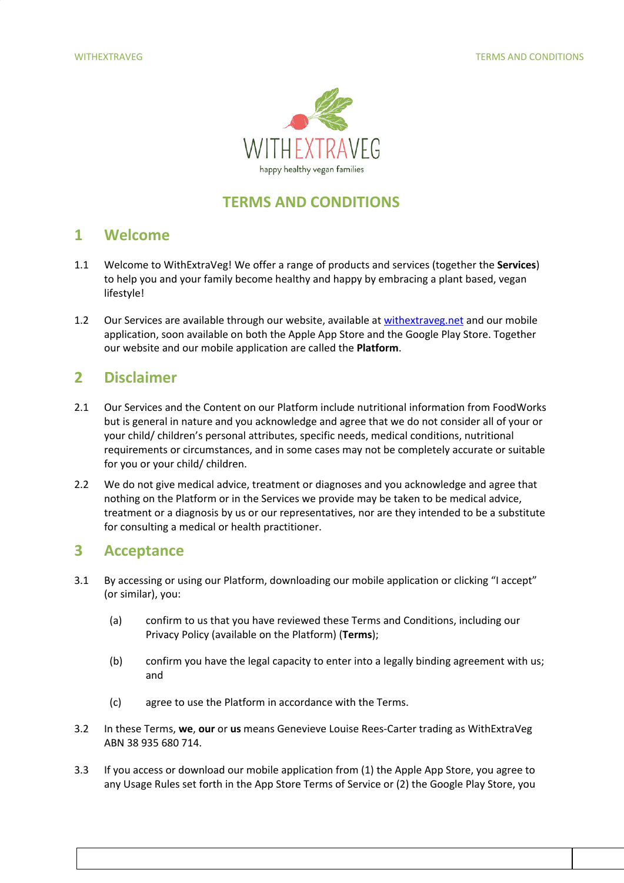# TERMS AND CONDITIONS

## 1 Welcome

1.1 Welcome to WithExtraVeg! We offer a range of products and services (together the **Services**) to help you and your family become healthy and happy by embracing a plant based, vegan lifestyle!

1.2 Our Services are available through our website, available at [withextraveg.net](withextraveg.net) and our mobile application, soon available on both the Apple App Store and the Google Play Store. Together our website and our mobile application are called the **Platform**.

## 2 Disclaimer

2.1 Our Services and the Content on our Platform include nutritional information from FoodWorks but is general in nature and you acknowledge and agree that we do not consider all of your or your child/ children's personal attributes, specific needs, medical conditions, nutritional requirements or circumstances, and in some cases may not be completely accurate or suitable for you or your child/ children.

2.2 We do not give medical advice, treatment or diagnoses and you acknowledge and agree that nothing on the Platform or in the Services we provide may be taken to be medical advice, treatment or a diagnosis by us or our representatives, nor are they intended to be a substitute for consulting a medical or health practitioner.

## 3 Acceptance

3.1 By accessing or using our Platform, downloading our mobile application or clicking "I accept" (or similar), you:

(a) confirm to us that you have reviewed these Terms and Conditions, including our Privacy Policy (available on the Platform) (**Terms**);

(b) confirm you have the legal capacity to enter into a legally binding agreement with us; and

(c) agree to use the Platform in accordance with the Terms.

3.2 In these Terms, **we**, **our** or **us** means Genevieve Louise Rees-Carter trading as WithExtraVeg ABN 38 935 680 714.

3.3 If you access or download our mobile application from (1) the Apple App Store, you agree to any Usage Rules set forth in the App Store Terms of Service or (2) the Google Play Store, you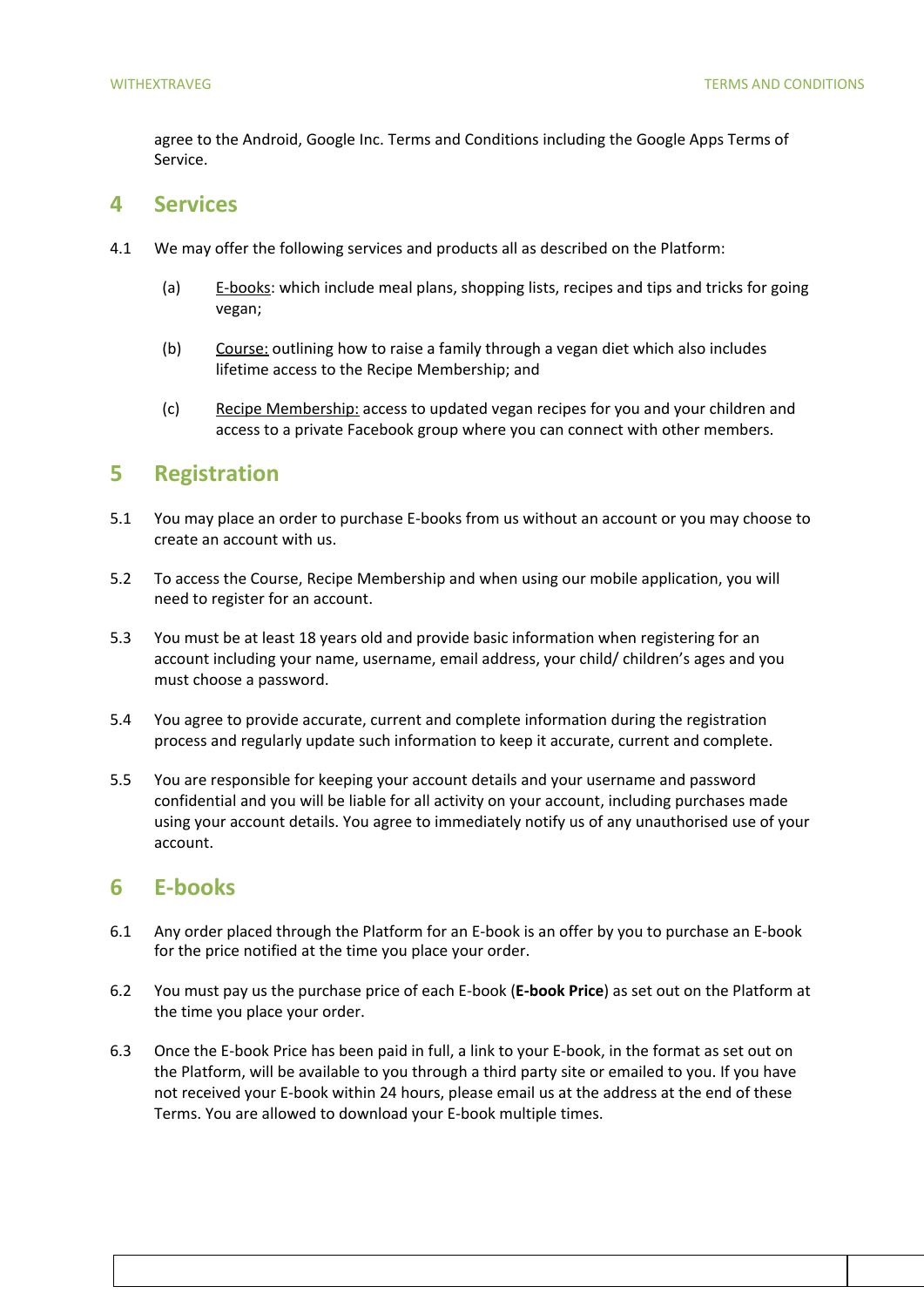agree to the Android, Google Inc. Terms and Conditions including the Google Apps Terms of Service.

# 4 Services

4.1 We may offer the following services and products all as described on the Platform:

(a) E-books: which include meal plans, shopping lists, recipes and tips and tricks for going vegan;

(b) Course: outlining how to raise a family through a vegan diet which also includes lifetime access to the Recipe Membership; and

(c) Recipe Membership: access to updated vegan recipes for you and your children and access to a private Facebook group where you can connect with other members.

# 5 Registration

5.1 You may place an order to purchase E-books from us without an account or you may choose to create an account with us.

5.2 To access the Course, Recipe Membership and when using our mobile application, you will need to register for an account.

5.3 You must be at least 18 years old and provide basic information when registering for an account including your name, username, email address, your child/ children's ages and you must choose a password.

5.4 You agree to provide accurate, current and complete information during the registration process and regularly update such information to keep it accurate, current and complete.

5.5 You are responsible for keeping your account details and your username and password confidential and you will be liable for all activity on your account, including purchases made using your account details. You agree to immediately notify us of any unauthorised use of your account.

# 6 E-books

6.1 Any order placed through the Platform for an E-book is an offer by you to purchase an E-book for the price notified at the time you place your order.

6.2 You must pay us the purchase price of each E-book (**E-book Price**) as set out on the Platform at the time you place your order.

6.3 Once the E-book Price has been paid in full, a link to your E-book, in the format as set out on the Platform, will be available to you through a third party site or emailed to you. If you have not received your E-book within 24 hours, please email us at the address at the end of these Terms. You are allowed to download your E-book multiple times.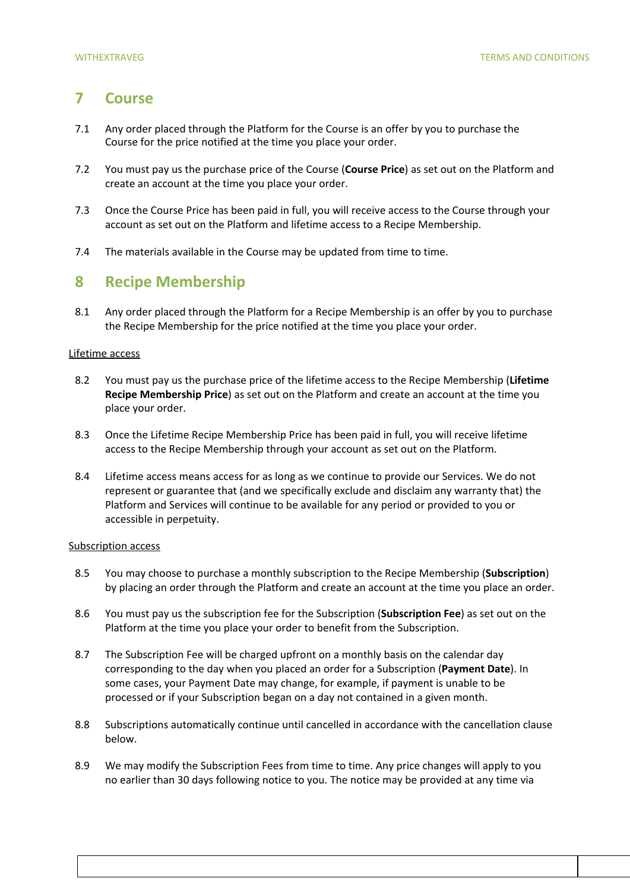## 7 Course

7.1 Any order placed through the Platform for the Course is an offer by you to purchase the Course for the price notified at the time you place your order.

7.2 You must pay us the purchase price of the Course (**Course Price**) as set out on the Platform and create an account at the time you place your order.

7.3 Once the Course Price has been paid in full, you will receive access to the Course through your account as set out on the Platform and lifetime access to a Recipe Membership.

7.4 The materials available in the Course may be updated from time to time.

## 8 Recipe Membership

8.1 Any order placed through the Platform for a Recipe Membership is an offer by you to purchase the Recipe Membership for the price notified at the time you place your order.

Lifetime access

8.2 You must pay us the purchase price of the lifetime access to the Recipe Membership (**Lifetime Recipe Membership Price**) as set out on the Platform and create an account at the time you place your order.

8.3 Once the Lifetime Recipe Membership Price has been paid in full, you will receive lifetime access to the Recipe Membership through your account as set out on the Platform.

8.4 Lifetime access means access for as long as we continue to provide our Services. We do not represent or guarantee that (and we specifically exclude and disclaim any warranty that) the Platform and Services will continue to be available for any period or provided to you or accessible in perpetuity.

Subscription access

8.5 You may choose to purchase a monthly subscription to the Recipe Membership (**Subscription**) by placing an order through the Platform and create an account at the time you place an order.

8.6 You must pay us the subscription fee for the Subscription (**Subscription Fee**) as set out on the Platform at the time you place your order to benefit from the Subscription.

8.7 The Subscription Fee will be charged upfront on a monthly basis on the calendar day corresponding to the day when you placed an order for a Subscription (**Payment Date**). In some cases, your Payment Date may change, for example, if payment is unable to be processed or if your Subscription began on a day not contained in a given month.

8.8 Subscriptions automatically continue until cancelled in accordance with the cancellation clause below.

8.9 We may modify the Subscription Fees from time to time. Any price changes will apply to you no earlier than 30 days following notice to you. The notice may be provided at any time via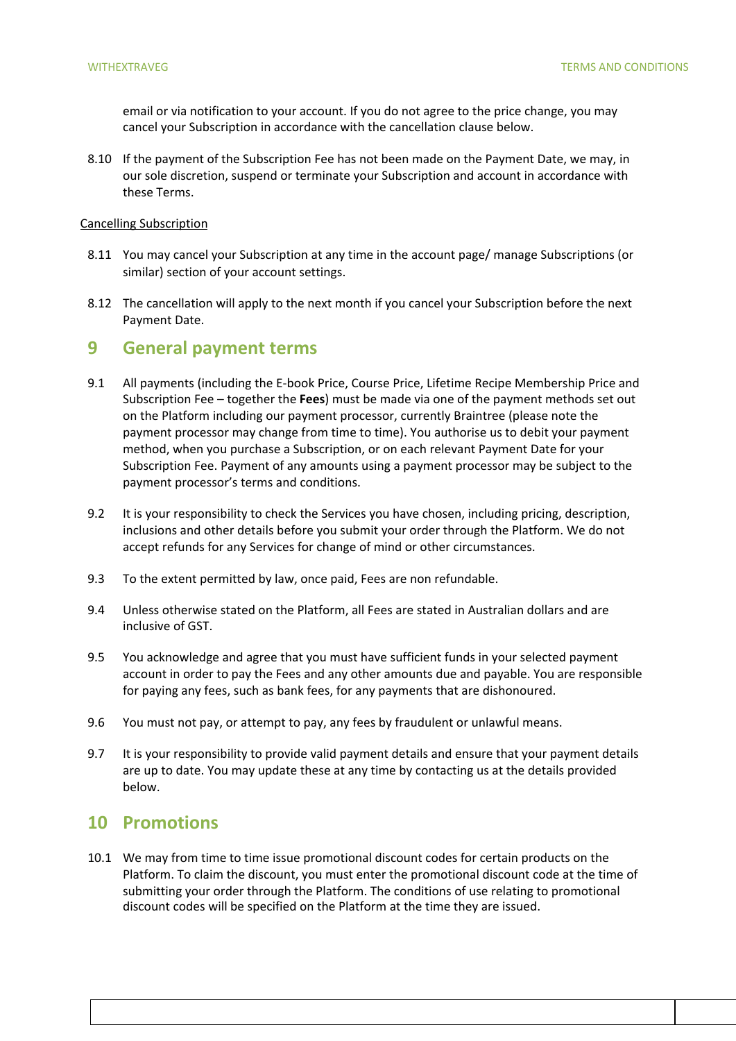email or via notification to your account. If you do not agree to the price change, you may cancel your Subscription in accordance with the cancellation clause below.

8.10 If the payment of the Subscription Fee has not been made on the Payment Date, we may, in our sole discretion, suspend or terminate your Subscription and account in accordance with these Terms.

Cancelling Subscription

8.11 You may cancel your Subscription at any time in the account page/ manage Subscriptions (or similar) section of your account settings.

8.12 The cancellation will apply to the next month if you cancel your Subscription before the next Payment Date.

## 9 General payment terms

9.1 All payments (including the E-book Price, Course Price, Lifetime Recipe Membership Price and Subscription Fee – together the **Fees**) must be made via one of the payment methods set out on the Platform including our payment processor, currently Braintree (please note the payment processor may change from time to time). You authorise us to debit your payment method, when you purchase a Subscription, or on each relevant Payment Date for your Subscription Fee. Payment of any amounts using a payment processor may be subject to the payment processor's terms and conditions.

9.2 It is your responsibility to check the Services you have chosen, including pricing, description, inclusions and other details before you submit your order through the Platform. We do not accept refunds for any Services for change of mind or other circumstances.

9.3 To the extent permitted by law, once paid, Fees are non refundable.

9.4 Unless otherwise stated on the Platform, all Fees are stated in Australian dollars and are inclusive of GST.

9.5 You acknowledge and agree that you must have sufficient funds in your selected payment account in order to pay the Fees and any other amounts due and payable. You are responsible for paying any fees, such as bank fees, for any payments that are dishonoured.

9.6 You must not pay, or attempt to pay, any fees by fraudulent or unlawful means.

9.7 It is your responsibility to provide valid payment details and ensure that your payment details are up to date. You may update these at any time by contacting us at the details provided below.

## 10 Promotions

10.1 We may from time to time issue promotional discount codes for certain products on the Platform. To claim the discount, you must enter the promotional discount code at the time of submitting your order through the Platform. The conditions of use relating to promotional discount codes will be specified on the Platform at the time they are issued.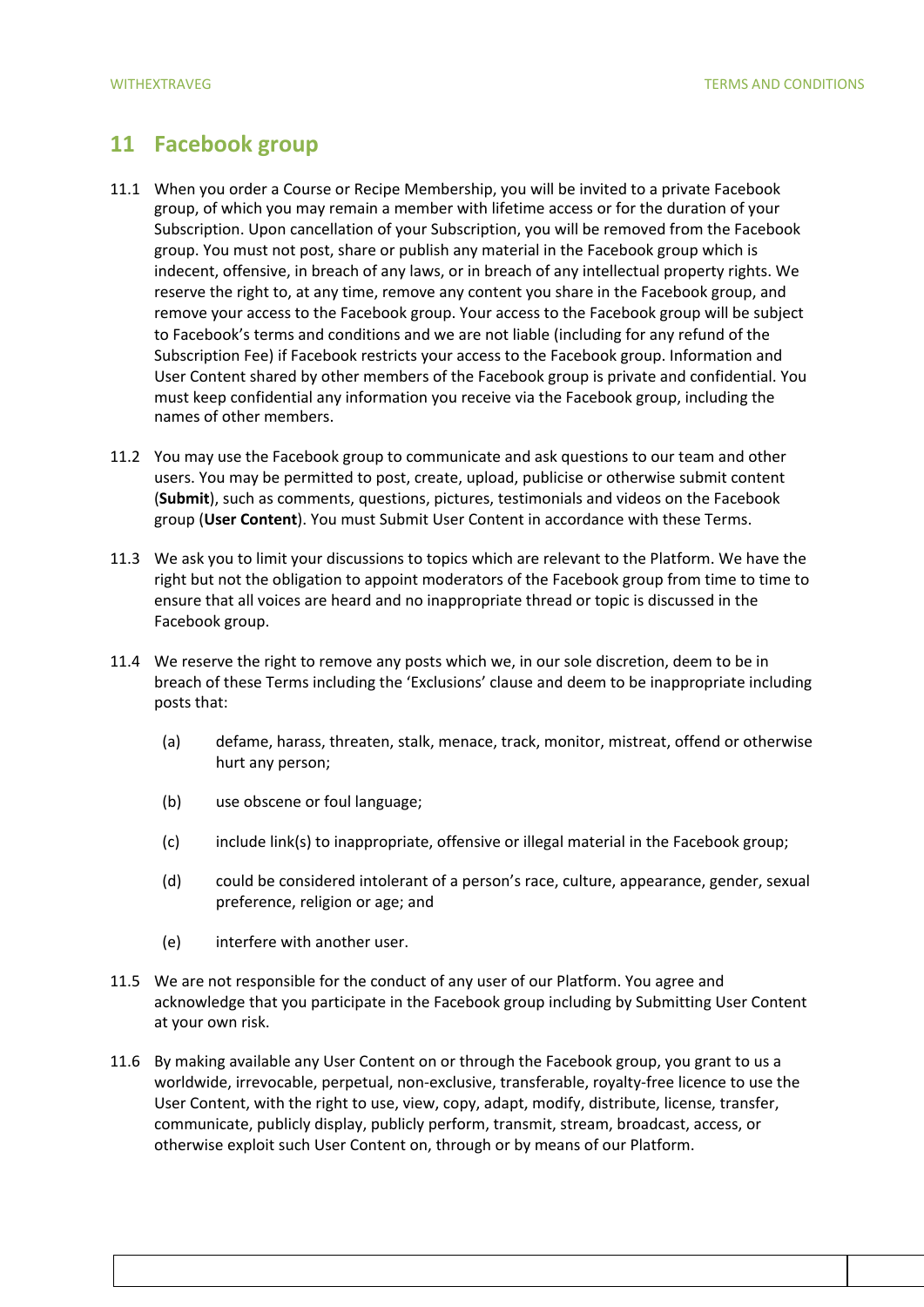## 11 Facebook group

11.1 When you order a Course or Recipe Membership, you will be invited to a private Facebook group, of which you may remain a member with lifetime access or for the duration of your Subscription. Upon cancellation of your Subscription, you will be removed from the Facebook group. You must not post, share or publish any material in the Facebook group which is indecent, offensive, in breach of any laws, or in breach of any intellectual property rights. We reserve the right to, at any time, remove any content you share in the Facebook group, and remove your access to the Facebook group. Your access to the Facebook group will be subject to Facebook's terms and conditions and we are not liable (including for any refund of the Subscription Fee) if Facebook restricts your access to the Facebook group. Information and User Content shared by other members of the Facebook group is private and confidential. You must keep confidential any information you receive via the Facebook group, including the names of other members.

11.2 You may use the Facebook group to communicate and ask questions to our team and other users. You may be permitted to post, create, upload, publicise or otherwise submit content (**Submit**), such as comments, questions, pictures, testimonials and videos on the Facebook group (**User Content**). You must Submit User Content in accordance with these Terms.

11.3 We ask you to limit your discussions to topics which are relevant to the Platform. We have the right but not the obligation to appoint moderators of the Facebook group from time to time to ensure that all voices are heard and no inappropriate thread or topic is discussed in the Facebook group.

11.4 We reserve the right to remove any posts which we, in our sole discretion, deem to be in breach of these Terms including the 'Exclusions' clause and deem to be inappropriate including posts that:

(a) defame, harass, threaten, stalk, menace, track, monitor, mistreat, offend or otherwise hurt any person;

(b) use obscene or foul language;

(c) include link(s) to inappropriate, offensive or illegal material in the Facebook group;

(d) could be considered intolerant of a person's race, culture, appearance, gender, sexual preference, religion or age; and

(e) interfere with another user.

11.5 We are not responsible for the conduct of any user of our Platform. You agree and acknowledge that you participate in the Facebook group including by Submitting User Content at your own risk.

11.6 By making available any User Content on or through the Facebook group, you grant to us a worldwide, irrevocable, perpetual, non-exclusive, transferable, royalty-free licence to use the User Content, with the right to use, view, copy, adapt, modify, distribute, license, transfer, communicate, publicly display, publicly perform, transmit, stream, broadcast, access, or otherwise exploit such User Content on, through or by means of our Platform.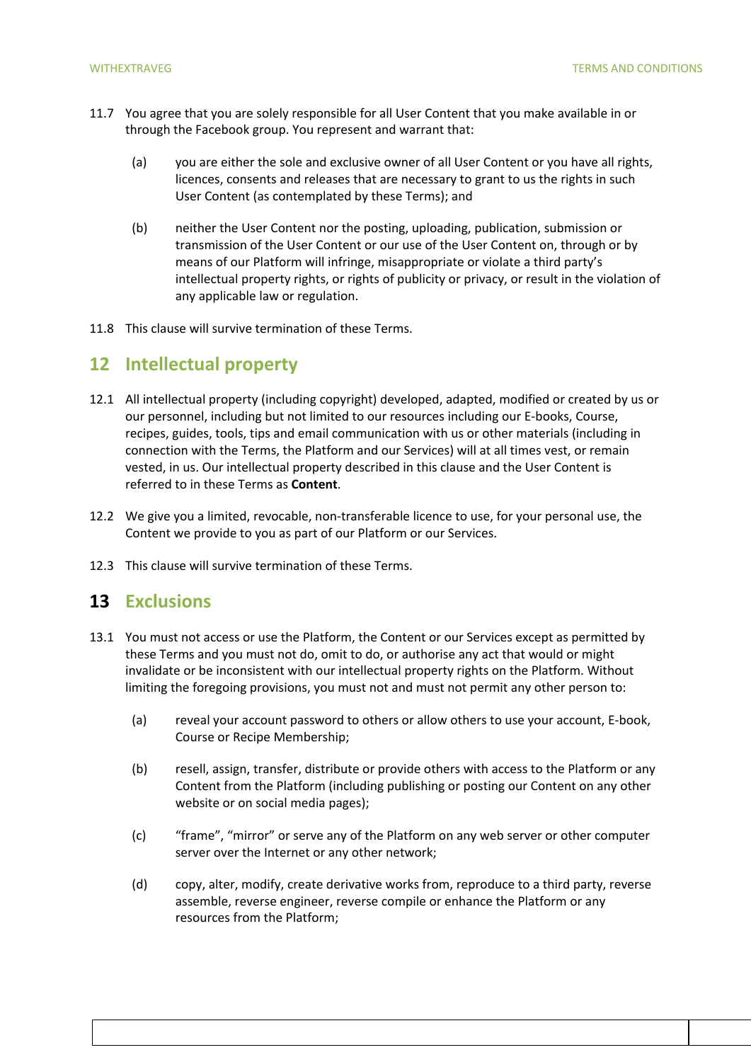11.7 You agree that you are solely responsible for all User Content that you make available in or through the Facebook group. You represent and warrant that:

(a) you are either the sole and exclusive owner of all User Content or you have all rights, licences, consents and releases that are necessary to grant to us the rights in such User Content (as contemplated by these Terms); and

(b) neither the User Content nor the posting, uploading, publication, submission or transmission of the User Content or our use of the User Content on, through or by means of our Platform will infringe, misappropriate or violate a third party's intellectual property rights, or rights of publicity or privacy, or result in the violation of any applicable law or regulation.

11.8 This clause will survive termination of these Terms.

## 12 Intellectual property

12.1 All intellectual property (including copyright) developed, adapted, modified or created by us or our personnel, including but not limited to our resources including our E-books, Course, recipes, guides, tools, tips and email communication with us or other materials (including in connection with the Terms, the Platform and our Services) will at all times vest, or remain vested, in us. Our intellectual property described in this clause and the User Content is referred to in these Terms as **Content**.

12.2 We give you a limited, revocable, non-transferable licence to use, for your personal use, the Content we provide to you as part of our Platform or our Services.

12.3 This clause will survive termination of these Terms.

## 13 Exclusions

13.1 You must not access or use the Platform, the Content or our Services except as permitted by these Terms and you must not do, omit to do, or authorise any act that would or might invalidate or be inconsistent with our intellectual property rights on the Platform. Without limiting the foregoing provisions, you must not and must not permit any other person to:

(a) reveal your account password to others or allow others to use your account, E-book, Course or Recipe Membership;

(b) resell, assign, transfer, distribute or provide others with access to the Platform or any Content from the Platform (including publishing or posting our Content on any other website or on social media pages);

(c) "frame", "mirror" or serve any of the Platform on any web server or other computer server over the Internet or any other network;

(d) copy, alter, modify, create derivative works from, reproduce to a third party, reverse assemble, reverse engineer, reverse compile or enhance the Platform or any resources from the Platform;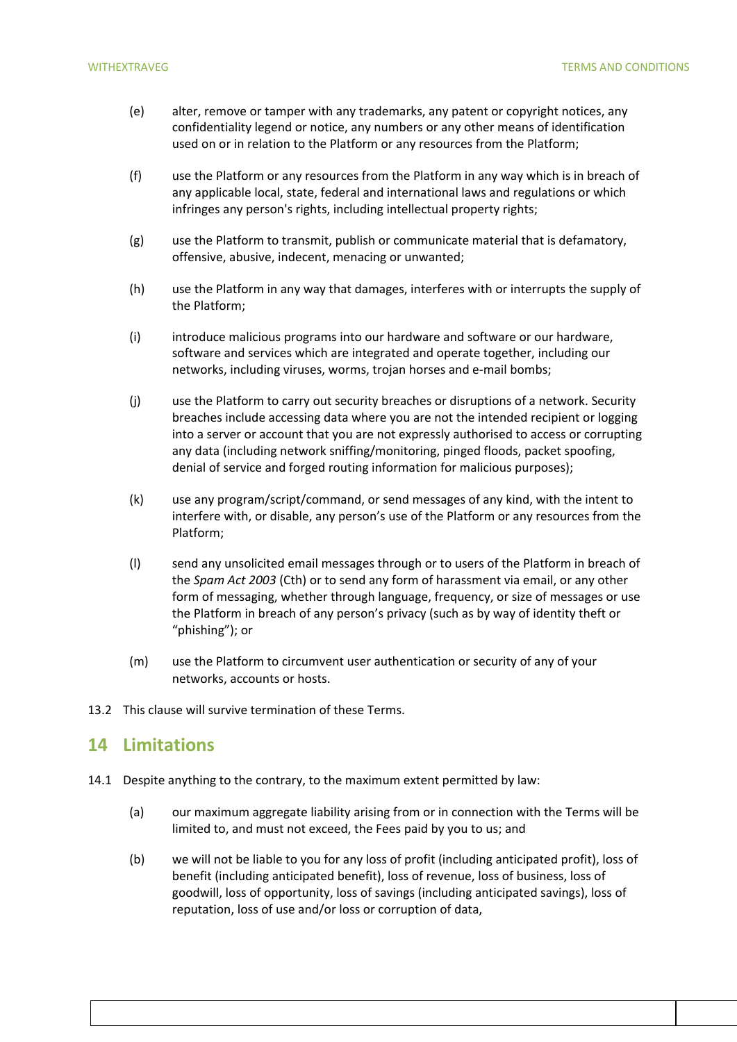(e) alter, remove or tamper with any trademarks, any patent or copyright notices, any confidentiality legend or notice, any numbers or any other means of identification used on or in relation to the Platform or any resources from the Platform;

(f) use the Platform or any resources from the Platform in any way which is in breach of any applicable local, state, federal and international laws and regulations or which infringes any person's rights, including intellectual property rights;

(g) use the Platform to transmit, publish or communicate material that is defamatory, offensive, abusive, indecent, menacing or unwanted;

(h) use the Platform in any way that damages, interferes with or interrupts the supply of the Platform;

(i) introduce malicious programs into our hardware and software or our hardware, software and services which are integrated and operate together, including our networks, including viruses, worms, trojan horses and e-mail bombs;

(j) use the Platform to carry out security breaches or disruptions of a network. Security breaches include accessing data where you are not the intended recipient or logging into a server or account that you are not expressly authorised to access or corrupting any data (including network sniffing/monitoring, pinged floods, packet spoofing, denial of service and forged routing information for malicious purposes);

(k) use any program/script/command, or send messages of any kind, with the intent to interfere with, or disable, any person's use of the Platform or any resources from the Platform;

(l) send any unsolicited email messages through or to users of the Platform in breach of the *Spam Act 2003* (Cth) or to send any form of harassment via email, or any other form of messaging, whether through language, frequency, or size of messages or use the Platform in breach of any person's privacy (such as by way of identity theft or "phishing"); or

(m) use the Platform to circumvent user authentication or security of any of your networks, accounts or hosts.

13.2 This clause will survive termination of these Terms.

## 14 Limitations

14.1 Despite anything to the contrary, to the maximum extent permitted by law:

(a) our maximum aggregate liability arising from or in connection with the Terms will be limited to, and must not exceed, the Fees paid by you to us; and

(b) we will not be liable to you for any loss of profit (including anticipated profit), loss of benefit (including anticipated benefit), loss of revenue, loss of business, loss of goodwill, loss of opportunity, loss of savings (including anticipated savings), loss of reputation, loss of use and/or loss or corruption of data,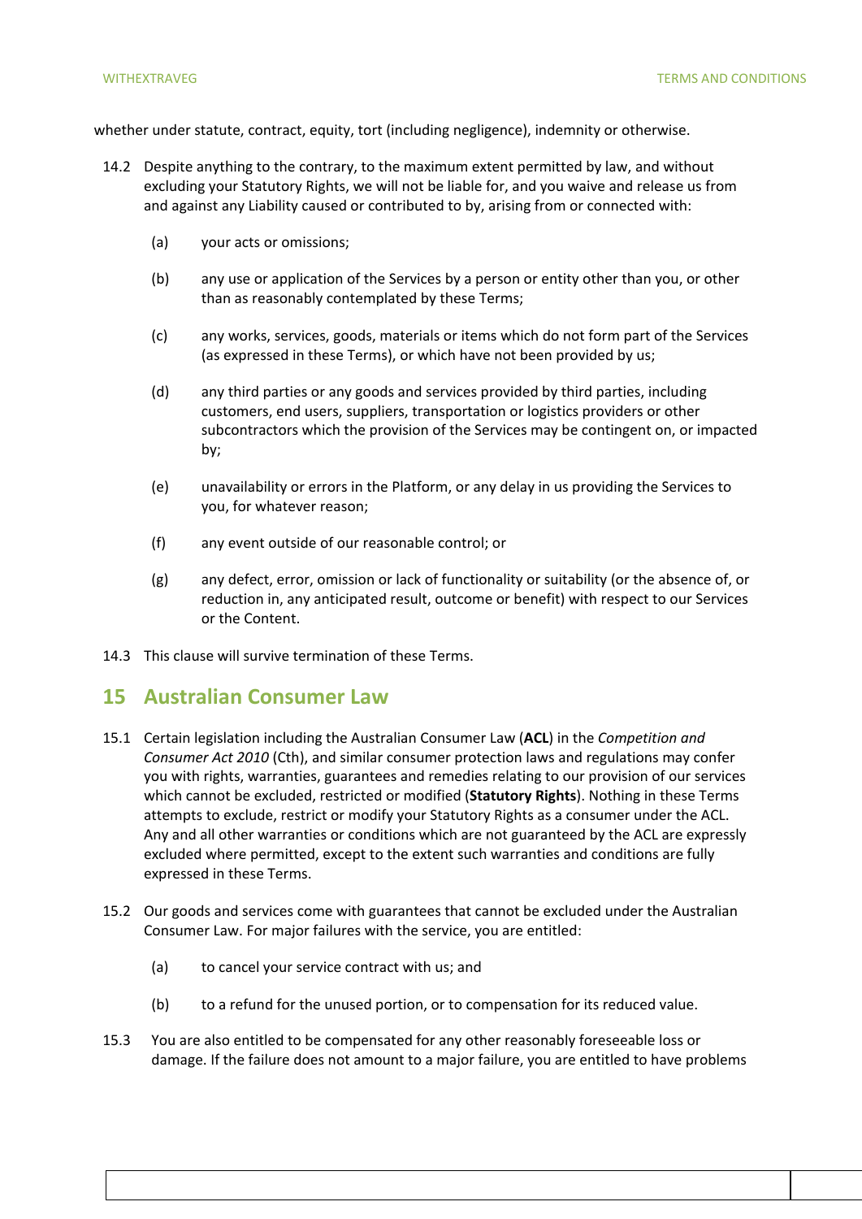whether under statute, contract, equity, tort (including negligence), indemnity or otherwise.

14.2 Despite anything to the contrary, to the maximum extent permitted by law, and without excluding your Statutory Rights, we will not be liable for, and you waive and release us from and against any Liability caused or contributed to by, arising from or connected with:

(a) your acts or omissions;

(b) any use or application of the Services by a person or entity other than you, or other than as reasonably contemplated by these Terms;

(c) any works, services, goods, materials or items which do not form part of the Services (as expressed in these Terms), or which have not been provided by us;

(d) any third parties or any goods and services provided by third parties, including customers, end users, suppliers, transportation or logistics providers or other subcontractors which the provision of the Services may be contingent on, or impacted by;

(e) unavailability or errors in the Platform, or any delay in us providing the Services to you, for whatever reason;

(f) any event outside of our reasonable control; or

(g) any defect, error, omission or lack of functionality or suitability (or the absence of, or reduction in, any anticipated result, outcome or benefit) with respect to our Services or the Content.

14.3 This clause will survive termination of these Terms.

## 15 Australian Consumer Law

15.1 Certain legislation including the Australian Consumer Law (**ACL**) in the *Competition and Consumer Act 2010* (Cth), and similar consumer protection laws and regulations may confer you with rights, warranties, guarantees and remedies relating to our provision of our services which cannot be excluded, restricted or modified (**Statutory Rights**). Nothing in these Terms attempts to exclude, restrict or modify your Statutory Rights as a consumer under the ACL. Any and all other warranties or conditions which are not guaranteed by the ACL are expressly excluded where permitted, except to the extent such warranties and conditions are fully expressed in these Terms.

15.2 Our goods and services come with guarantees that cannot be excluded under the Australian Consumer Law. For major failures with the service, you are entitled:

(a) to cancel your service contract with us; and

(b) to a refund for the unused portion, or to compensation for its reduced value.

15.3 You are also entitled to be compensated for any other reasonably foreseeable loss or damage. If the failure does not amount to a major failure, you are entitled to have problems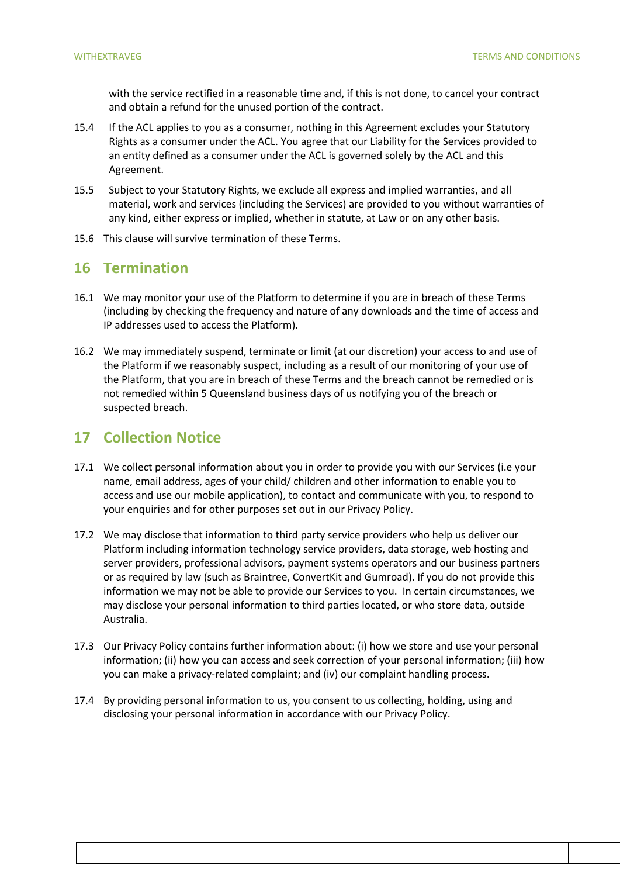with the service rectified in a reasonable time and, if this is not done, to cancel your contract and obtain a refund for the unused portion of the contract.

15.4 If the ACL applies to you as a consumer, nothing in this Agreement excludes your Statutory Rights as a consumer under the ACL. You agree that our Liability for the Services provided to an entity defined as a consumer under the ACL is governed solely by the ACL and this Agreement.

15.5 Subject to your Statutory Rights, we exclude all express and implied warranties, and all material, work and services (including the Services) are provided to you without warranties of any kind, either express or implied, whether in statute, at Law or on any other basis.

15.6 This clause will survive termination of these Terms.

## 16 Termination

16.1 We may monitor your use of the Platform to determine if you are in breach of these Terms (including by checking the frequency and nature of any downloads and the time of access and IP addresses used to access the Platform).

16.2 We may immediately suspend, terminate or limit (at our discretion) your access to and use of the Platform if we reasonably suspect, including as a result of our monitoring of your use of the Platform, that you are in breach of these Terms and the breach cannot be remedied or is not remedied within 5 Queensland business days of us notifying you of the breach or suspected breach.

## 17 Collection Notice

17.1 We collect personal information about you in order to provide you with our Services (i.e your name, email address, ages of your child/ children and other information to enable you to access and use our mobile application), to contact and communicate with you, to respond to your enquiries and for other purposes set out in our Privacy Policy.

17.2 We may disclose that information to third party service providers who help us deliver our Platform including information technology service providers, data storage, web hosting and server providers, professional advisors, payment systems operators and our business partners or as required by law (such as Braintree, ConvertKit and Gumroad). If you do not provide this information we may not be able to provide our Services to you. In certain circumstances, we may disclose your personal information to third parties located, or who store data, outside Australia.

17.3 Our Privacy Policy contains further information about: (i) how we store and use your personal information; (ii) how you can access and seek correction of your personal information; (iii) how you can make a privacy-related complaint; and (iv) our complaint handling process.

17.4 By providing personal information to us, you consent to us collecting, holding, using and disclosing your personal information in accordance with our Privacy Policy.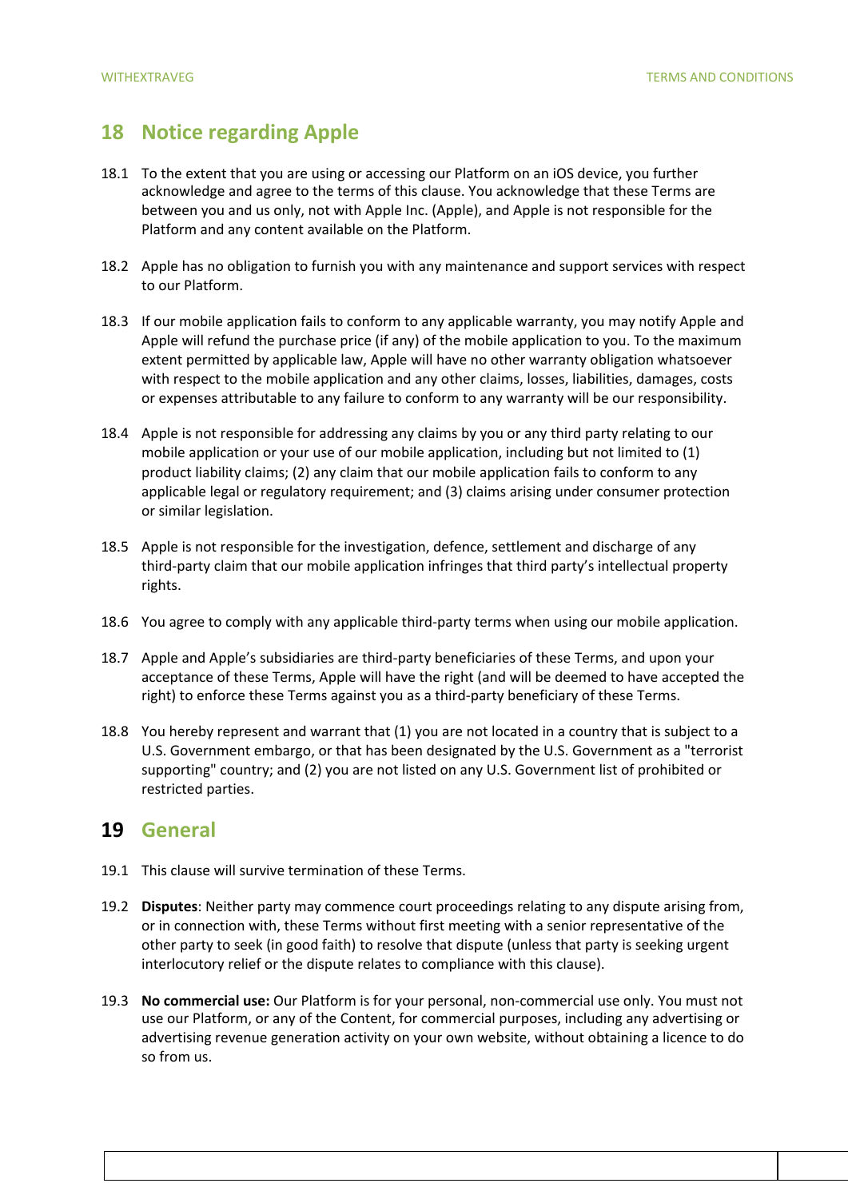## 18 Notice regarding Apple

18.1 To the extent that you are using or accessing our Platform on an iOS device, you further acknowledge and agree to the terms of this clause. You acknowledge that these Terms are between you and us only, not with Apple Inc. (Apple), and Apple is not responsible for the Platform and any content available on the Platform.

18.2 Apple has no obligation to furnish you with any maintenance and support services with respect to our Platform.

18.3 If our mobile application fails to conform to any applicable warranty, you may notify Apple and Apple will refund the purchase price (if any) of the mobile application to you. To the maximum extent permitted by applicable law, Apple will have no other warranty obligation whatsoever with respect to the mobile application and any other claims, losses, liabilities, damages, costs or expenses attributable to any failure to conform to any warranty will be our responsibility.

18.4 Apple is not responsible for addressing any claims by you or any third party relating to our mobile application or your use of our mobile application, including but not limited to (1) product liability claims; (2) any claim that our mobile application fails to conform to any applicable legal or regulatory requirement; and (3) claims arising under consumer protection or similar legislation.

18.5 Apple is not responsible for the investigation, defence, settlement and discharge of any third-party claim that our mobile application infringes that third party's intellectual property rights.

18.6 You agree to comply with any applicable third-party terms when using our mobile application.

18.7 Apple and Apple's subsidiaries are third-party beneficiaries of these Terms, and upon your acceptance of these Terms, Apple will have the right (and will be deemed to have accepted the right) to enforce these Terms against you as a third-party beneficiary of these Terms.

18.8 You hereby represent and warrant that (1) you are not located in a country that is subject to a U.S. Government embargo, or that has been designated by the U.S. Government as a "terrorist supporting" country; and (2) you are not listed on any U.S. Government list of prohibited or restricted parties.

## 19 General

19.1 This clause will survive termination of these Terms.

19.2 **Disputes**: Neither party may commence court proceedings relating to any dispute arising from, or in connection with, these Terms without first meeting with a senior representative of the other party to seek (in good faith) to resolve that dispute (unless that party is seeking urgent interlocutory relief or the dispute relates to compliance with this clause).

19.3 **No commercial use:** Our Platform is for your personal, non-commercial use only. You must not use our Platform, or any of the Content, for commercial purposes, including any advertising or advertising revenue generation activity on your own website, without obtaining a licence to do so from us.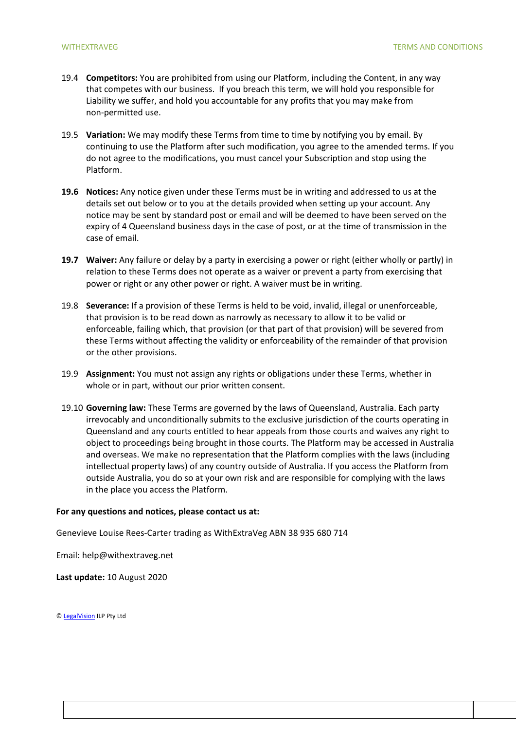19.4 **Competitors:** You are prohibited from using our Platform, including the Content, in any way that competes with our business. If you breach this term, we will hold you responsible for Liability we suffer, and hold you accountable for any profits that you may make from non-permitted use.

19.5 **Variation:** We may modify these Terms from time to time by notifying you by email. By continuing to use the Platform after such modification, you agree to the amended terms. If you do not agree to the modifications, you must cancel your Subscription and stop using the Platform.

**19.6** **Notices:** Any notice given under these Terms must be in writing and addressed to us at the details set out below or to you at the details provided when setting up your account. Any notice may be sent by standard post or email and will be deemed to have been served on the expiry of 4 Queensland business days in the case of post, or at the time of transmission in the case of email.

**19.7** **Waiver:** Any failure or delay by a party in exercising a power or right (either wholly or partly) in relation to these Terms does not operate as a waiver or prevent a party from exercising that power or right or any other power or right. A waiver must be in writing.

19.8 **Severance:** If a provision of these Terms is held to be void, invalid, illegal or unenforceable, that provision is to be read down as narrowly as necessary to allow it to be valid or enforceable, failing which, that provision (or that part of that provision) will be severed from these Terms without affecting the validity or enforceability of the remainder of that provision or the other provisions.

19.9 **Assignment:** You must not assign any rights or obligations under these Terms, whether in whole or in part, without our prior written consent.

19.10 **Governing law:** These Terms are governed by the laws of Queensland, Australia. Each party irrevocably and unconditionally submits to the exclusive jurisdiction of the courts operating in Queensland and any courts entitled to hear appeals from those courts and waives any right to object to proceedings being brought in those courts. The Platform may be accessed in Australia and overseas. We make no representation that the Platform complies with the laws (including intellectual property laws) of any country outside of Australia. If you access the Platform from outside Australia, you do so at your own risk and are responsible for complying with the laws in the place you access the Platform.

**For any questions and notices, please contact us at:**

Genevieve Louise Rees-Carter trading as WithExtraVeg ABN 38 935 680 714

Email: help@withextraveg.net

**Last update:** 10 August 2020

© LegalVision ILP Pty Ltd